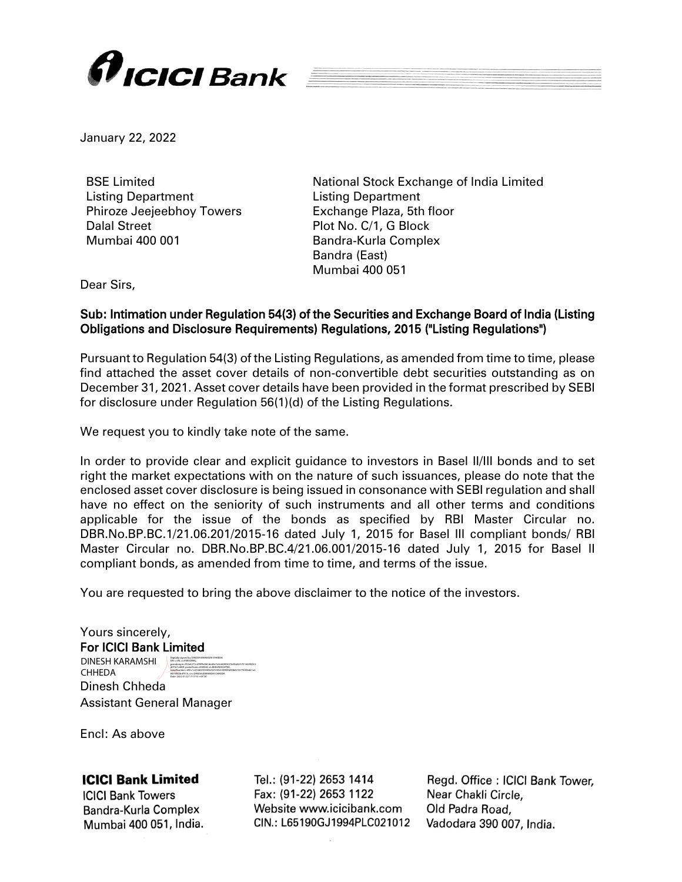January 22, 2022

BSE Limited
Listing Department
Phiroze Jeejeebhoy Towers
Dalal Street
Mumbai 400 001

National Stock Exchange of India Limited
Listing Department
Exchange Plaza, 5th floor
Plot No. C/1, G Block
Bandra-Kurla Complex
Bandra (East)
Mumbai 400 051

Dear Sirs,

**Sub: Intimation under Regulation 54(3) of the Securities and Exchange Board of India (Listing Obligations and Disclosure Requirements) Regulations, 2015 ("Listing Regulations")**

Pursuant to Regulation 54(3) of the Listing Regulations, as amended from time to time, please find attached the asset cover details of non-convertible debt securities outstanding as on December 31, 2021. Asset cover details have been provided in the format prescribed by SEBI for disclosure under Regulation 56(1)(d) of the Listing Regulations.

We request you to kindly take note of the same.

In order to provide clear and explicit guidance to investors in Basel II/III bonds and to set right the market expectations with on the nature of such issuances, please do note that the enclosed asset cover disclosure is being issued in consonance with SEBI regulation and shall have no effect on the seniority of such instruments and all other terms and conditions applicable for the issue of the bonds as specified by RBI Master Circular no. DBR.No.BP.BC.1/21.06.201/2015-16 dated July 1, 2015 for Basel III compliant bonds/ RBI Master Circular no. DBR.No.BP.BC.4/21.06.001/2015-16 dated July 1, 2015 for Basel II compliant bonds, as amended from time to time, and terms of the issue.

You are requested to bring the above disclaimer to the notice of the investors.

Yours sincerely,
**For ICICI Bank Limited**

DINESH KARAMSHI CHHEDA

Dinesh Chheda
Assistant General Manager

Encl: As above

**ICICI Bank Limited**
ICICI Bank Towers
Bandra-Kurla Complex
Mumbai 400 051, India.

Tel.: (91-22) 2653 1414
Fax: (91-22) 2653 1122
Website www.icicibank.com
CIN.: L65190GJ1994PLC021012

Regd. Office : ICICI Bank Tower,
Near Chakli Circle,
Old Padra Road,
Vadodara 390 007, India.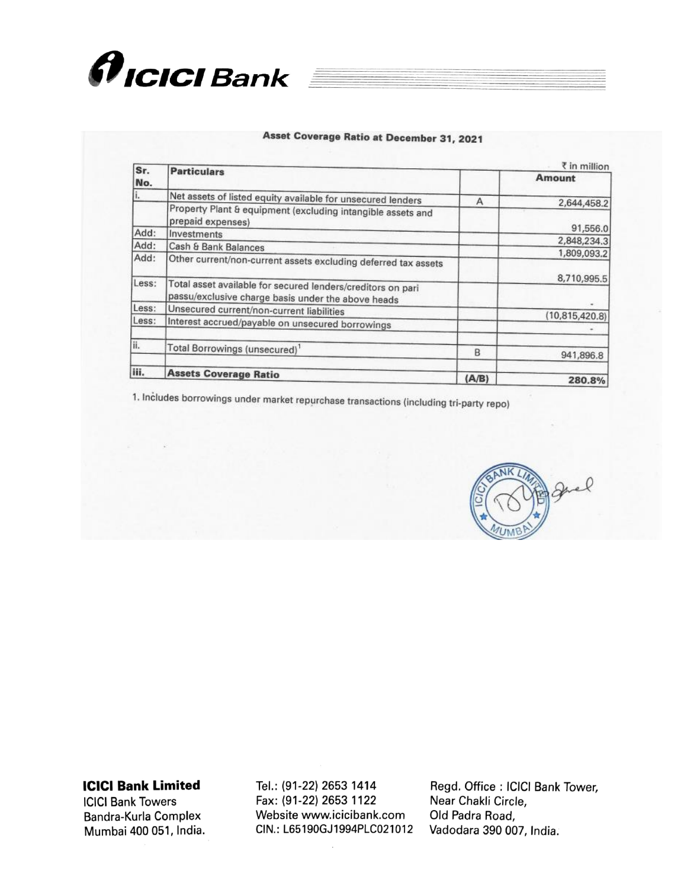## Asset Coverage Ratio at December 31, 2021

₹ in million

| Sr. No. | Particulars | | Amount |
| --- | --- | --- | --- |
| i. | Net assets of listed equity available for unsecured lenders | A | 2,644,458.2 |
| | Property Plant & equipment (excluding intangible assets and prepaid expenses) | | 91,556.0 |
| Add: | Investments | | 2,848,234.3 |
| Add: | Cash & Bank Balances | | 1,809,093.2 |
| Add: | Other current/non-current assets excluding deferred tax assets | | 8,710,995.5 |
| Less: | Total asset available for secured lenders/creditors on pari passu/exclusive charge basis under the above heads | | - |
| Less: | Unsecured current/non-current liabilities | | (10,815,420.8) |
| Less: | Interest accrued/payable on unsecured borrowings | | - |
| | | | |
| ii. | Total Borrowings (unsecured)[1] | B | 941,896.8 |
| | | | |
| iii. | **Assets Coverage Ratio** | **(A/B)** | **280.8%** |

1. Includes borrowings under market repurchase transactions (including tri-party repo)

**ICICI Bank Limited**
ICICI Bank Towers
Bandra-Kurla Complex
Mumbai 400 051, India.

Tel.: (91-22) 2653 1414
Fax: (91-22) 2653 1122
Website www.icicibank.com
CIN.: L65190GJ1994PLC021012

Regd. Office : ICICI Bank Tower,
Near Chakli Circle,
Old Padra Road,
Vadodara 390 007, India.